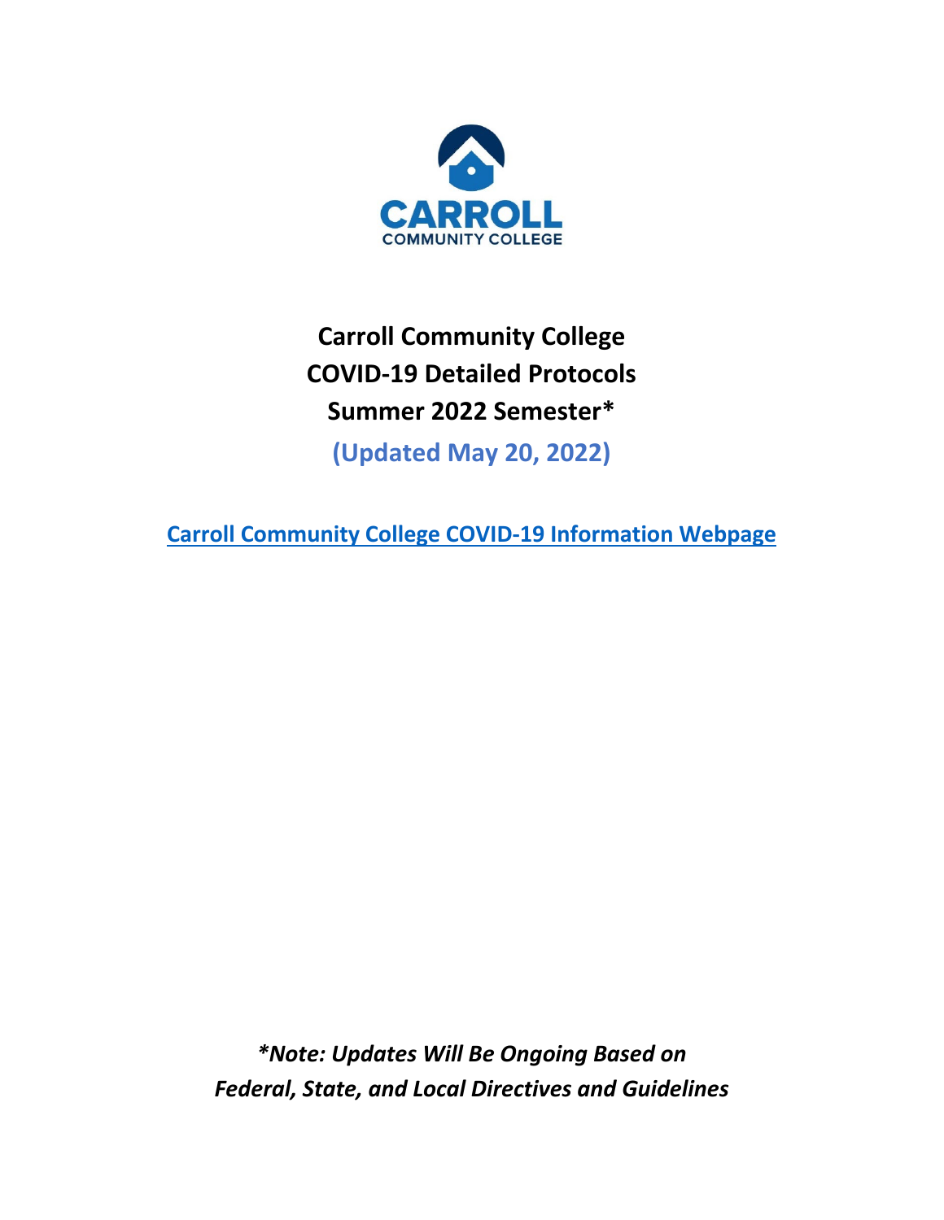CARROLL
COMMUNITY COLLEGE

# Carroll Community College
# COVID-19 Detailed Protocols
# Summer 2022 Semester*

**(Updated May 20, 2022)**

[**Carroll Community College COVID-19 Information Webpage**]

***Note: Updates Will Be Ongoing Based on Federal, State, and Local Directives and Guidelines**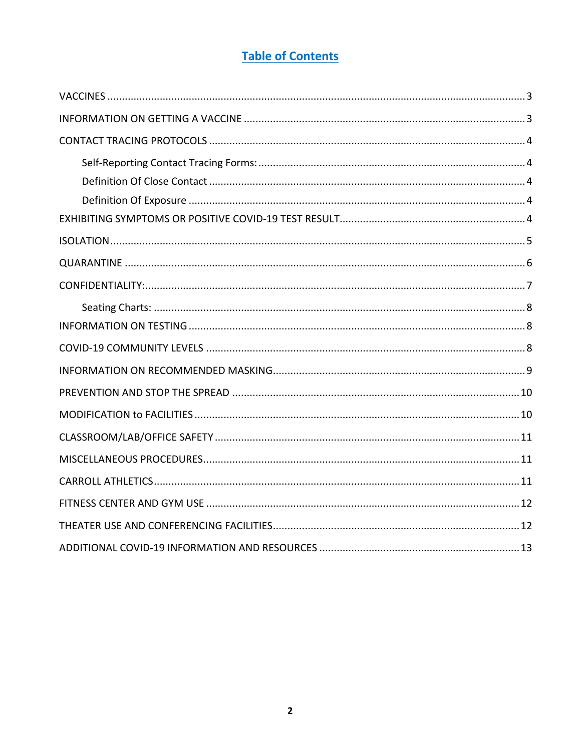# Table of Contents

- VACCINES .......... 3
- INFORMATION ON GETTING A VACCINE .......... 3
- CONTACT TRACING PROTOCOLS .......... 4
  - Self-Reporting Contact Tracing Forms: .......... 4
  - Definition Of Close Contact .......... 4
  - Definition Of Exposure .......... 4
- EXHIBITING SYMPTOMS OR POSITIVE COVID-19 TEST RESULT .......... 4
- ISOLATION .......... 5
- QUARANTINE .......... 6
- CONFIDENTIALITY: .......... 7
  - Seating Charts: .......... 8
- INFORMATION ON TESTING .......... 8
- COVID-19 COMMUNITY LEVELS .......... 8
- INFORMATION ON RECOMMENDED MASKING .......... 9
- PREVENTION AND STOP THE SPREAD .......... 10
- MODIFICATION to FACILITIES .......... 10
- CLASSROOM/LAB/OFFICE SAFETY .......... 11
- MISCELLANEOUS PROCEDURES .......... 11
- CARROLL ATHLETICS .......... 11
- FITNESS CENTER AND GYM USE .......... 12
- THEATER USE AND CONFERENCING FACILITIES .......... 12
- ADDITIONAL COVID-19 INFORMATION AND RESOURCES .......... 13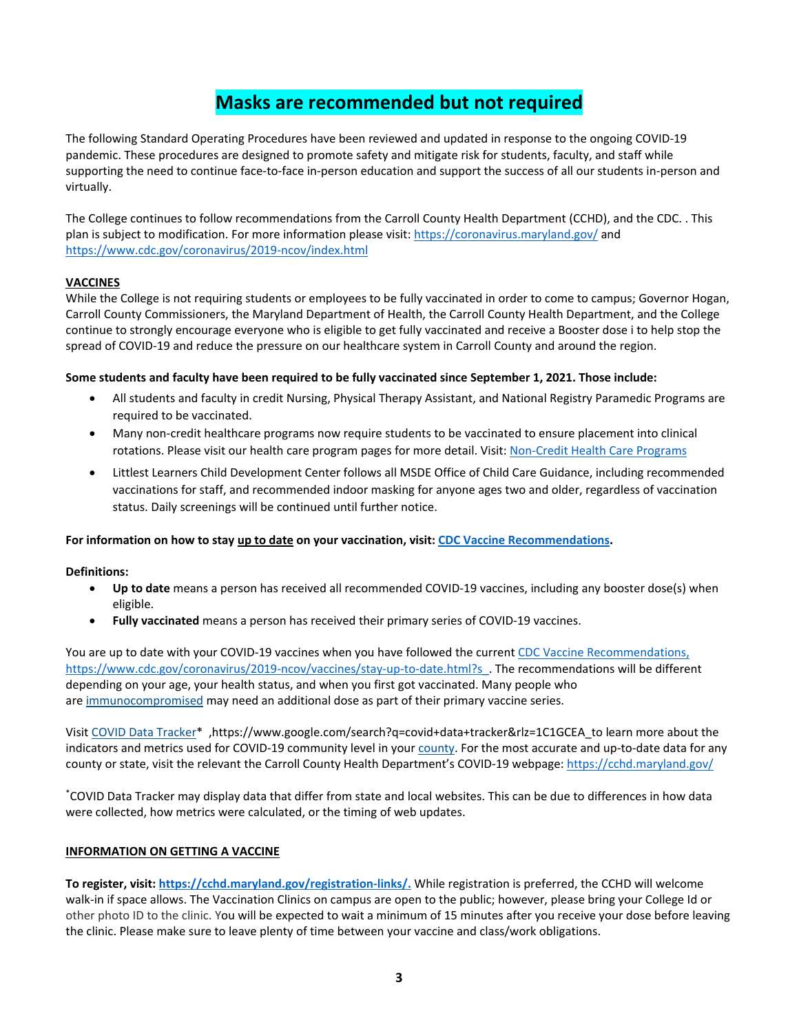# Masks are recommended but not required

The following Standard Operating Procedures have been reviewed and updated in response to the ongoing COVID-19 pandemic. These procedures are designed to promote safety and mitigate risk for students, faculty, and staff while supporting the need to continue face-to-face in-person education and support the success of all our students in-person and virtually.

The College continues to follow recommendations from the Carroll County Health Department (CCHD), and the CDC. . This plan is subject to modification. For more information please visit: https://coronavirus.maryland.gov/ and https://www.cdc.gov/coronavirus/2019-ncov/index.html

**VACCINES**

While the College is not requiring students or employees to be fully vaccinated in order to come to campus; Governor Hogan, Carroll County Commissioners, the Maryland Department of Health, the Carroll County Health Department, and the College continue to strongly encourage everyone who is eligible to get fully vaccinated and receive a Booster dose i to help stop the spread of COVID-19 and reduce the pressure on our healthcare system in Carroll County and around the region.

**Some students and faculty have been required to be fully vaccinated since September 1, 2021. Those include:**

- All students and faculty in credit Nursing, Physical Therapy Assistant, and National Registry Paramedic Programs are required to be vaccinated.
- Many non-credit healthcare programs now require students to be vaccinated to ensure placement into clinical rotations. Please visit our health care program pages for more detail. Visit: Non-Credit Health Care Programs
- Littlest Learners Child Development Center follows all MSDE Office of Child Care Guidance, including recommended vaccinations for staff, and recommended indoor masking for anyone ages two and older, regardless of vaccination status. Daily screenings will be continued until further notice.

**For information on how to stay up to date on your vaccination, visit: CDC Vaccine Recommendations.**

**Definitions:**

- **Up to date** means a person has received all recommended COVID-19 vaccines, including any booster dose(s) when eligible.
- **Fully vaccinated** means a person has received their primary series of COVID-19 vaccines.

You are up to date with your COVID-19 vaccines when you have followed the current CDC Vaccine Recommendations, https://www.cdc.gov/coronavirus/2019-ncov/vaccines/stay-up-to-date.html?s_. The recommendations will be different depending on your age, your health status, and when you first got vaccinated. Many people who are immunocompromised may need an additional dose as part of their primary vaccine series.

Visit COVID Data Tracker* ,https://www.google.com/search?q=covid+data+tracker&rlz=1C1GCEA_to learn more about the indicators and metrics used for COVID-19 community level in your county. For the most accurate and up-to-date data for any county or state, visit the relevant the Carroll County Health Department's COVID-19 webpage: https://cchd.maryland.gov/

*COVID Data Tracker may display data that differ from state and local websites. This can be due to differences in how data were collected, how metrics were calculated, or the timing of web updates.

**INFORMATION ON GETTING A VACCINE**

**To register, visit: https://cchd.maryland.gov/registration-links/.** While registration is preferred, the CCHD will welcome walk-in if space allows. The Vaccination Clinics on campus are open to the public; however, please bring your College Id or other photo ID to the clinic. You will be expected to wait a minimum of 15 minutes after you receive your dose before leaving the clinic. Please make sure to leave plenty of time between your vaccine and class/work obligations.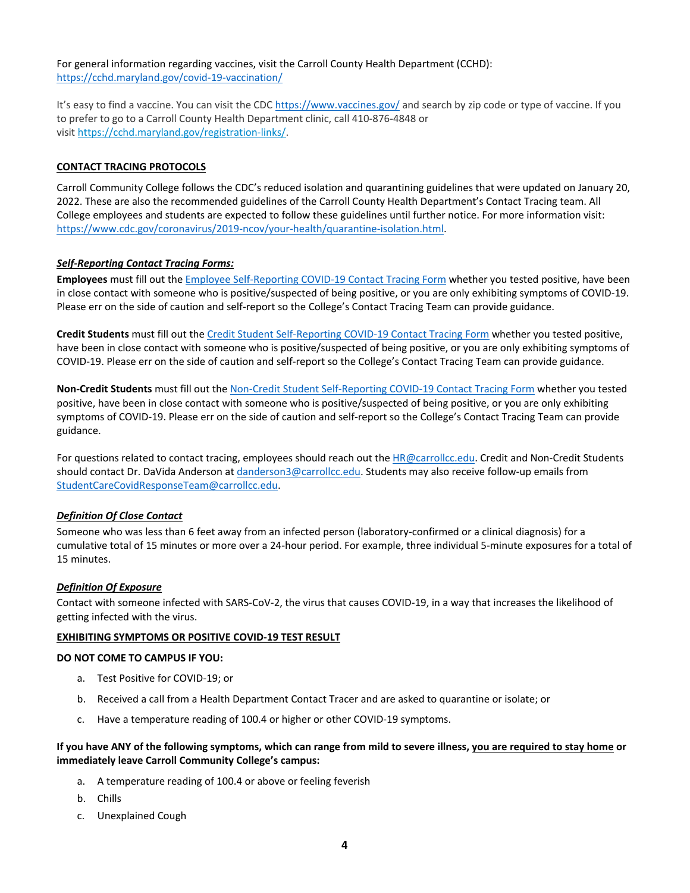For general information regarding vaccines, visit the Carroll County Health Department (CCHD): [https://cchd.maryland.gov/covid-19-vaccination/](https://cchd.maryland.gov/covid-19-vaccination/)

It's easy to find a vaccine. You can visit the CDC [https://www.vaccines.gov/](https://www.vaccines.gov/) and search by zip code or type of vaccine. If you to prefer to go to a Carroll County Health Department clinic, call 410-876-4848 or visit [https://cchd.maryland.gov/registration-links/](https://cchd.maryland.gov/registration-links/).

## CONTACT TRACING PROTOCOLS

Carroll Community College follows the CDC's reduced isolation and quarantining guidelines that were updated on January 20, 2022. These are also the recommended guidelines of the Carroll County Health Department's Contact Tracing team. All College employees and students are expected to follow these guidelines until further notice. For more information visit: [https://www.cdc.gov/coronavirus/2019-ncov/your-health/quarantine-isolation.html](https://www.cdc.gov/coronavirus/2019-ncov/your-health/quarantine-isolation.html).

### *Self-Reporting Contact Tracing Forms:*

**Employees** must fill out the Employee Self-Reporting COVID-19 Contact Tracing Form whether you tested positive, have been in close contact with someone who is positive/suspected of being positive, or you are only exhibiting symptoms of COVID-19. Please err on the side of caution and self-report so the College's Contact Tracing Team can provide guidance.

**Credit Students** must fill out the Credit Student Self-Reporting COVID-19 Contact Tracing Form whether you tested positive, have been in close contact with someone who is positive/suspected of being positive, or you are only exhibiting symptoms of COVID-19. Please err on the side of caution and self-report so the College's Contact Tracing Team can provide guidance.

**Non-Credit Students** must fill out the Non-Credit Student Self-Reporting COVID-19 Contact Tracing Form whether you tested positive, have been in close contact with someone who is positive/suspected of being positive, or you are only exhibiting symptoms of COVID-19. Please err on the side of caution and self-report so the College's Contact Tracing Team can provide guidance.

For questions related to contact tracing, employees should reach out the HR@carrollcc.edu. Credit and Non-Credit Students should contact Dr. DaVida Anderson at danderson3@carrollcc.edu. Students may also receive follow-up emails from StudentCareCovidResponseTeam@carrollcc.edu.

### *Definition Of Close Contact*

Someone who was less than 6 feet away from an infected person (laboratory-confirmed or a clinical diagnosis) for a cumulative total of 15 minutes or more over a 24-hour period. For example, three individual 5-minute exposures for a total of 15 minutes.

### *Definition Of Exposure*

Contact with someone infected with SARS-CoV-2, the virus that causes COVID-19, in a way that increases the likelihood of getting infected with the virus.

## EXHIBITING SYMPTOMS OR POSITIVE COVID-19 TEST RESULT

**DO NOT COME TO CAMPUS IF YOU:**

a. Test Positive for COVID-19; or
b. Received a call from a Health Department Contact Tracer and are asked to quarantine or isolate; or
c. Have a temperature reading of 100.4 or higher or other COVID-19 symptoms.

**If you have ANY of the following symptoms, which can range from mild to severe illness, you are required to stay home or immediately leave Carroll Community College's campus:**

a. A temperature reading of 100.4 or above or feeling feverish
b. Chills
c. Unexplained Cough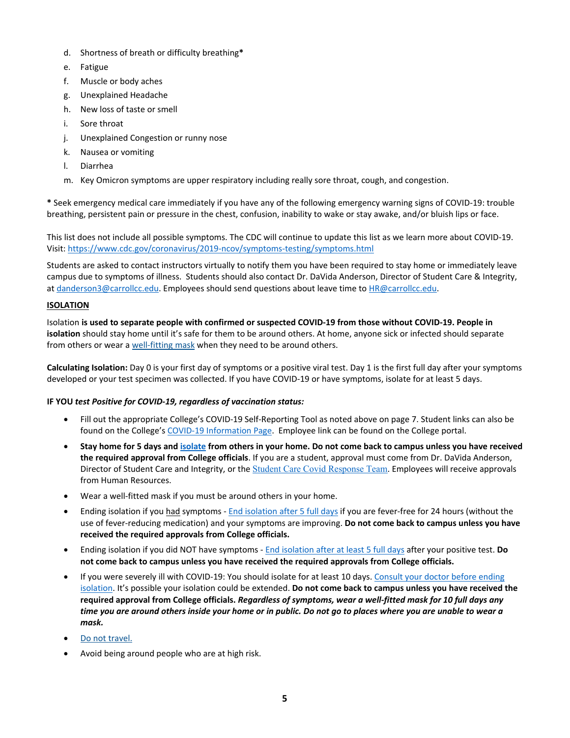d. Shortness of breath or difficulty breathing*
e. Fatigue
f. Muscle or body aches
g. Unexplained Headache
h. New loss of taste or smell
i. Sore throat
j. Unexplained Congestion or runny nose
k. Nausea or vomiting
l. Diarrhea
m. Key Omicron symptoms are upper respiratory including really sore throat, cough, and congestion.

**\*** Seek emergency medical care immediately if you have any of the following emergency warning signs of COVID-19: trouble breathing, persistent pain or pressure in the chest, confusion, inability to wake or stay awake, and/or bluish lips or face.

This list does not include all possible symptoms. The CDC will continue to update this list as we learn more about COVID-19. Visit: https://www.cdc.gov/coronavirus/2019-ncov/symptoms-testing/symptoms.html

Students are asked to contact instructors virtually to notify them you have been required to stay home or immediately leave campus due to symptoms of illness. Students should also contact Dr. DaVida Anderson, Director of Student Care & Integrity, at danderson3@carrollcc.edu. Employees should send questions about leave time to HR@carrollcc.edu.

**ISOLATION**

Isolation **is used to separate people with confirmed or suspected COVID-19 from those without COVID-19. People in isolation** should stay home until it's safe for them to be around others. At home, anyone sick or infected should separate from others or wear a well-fitting mask when they need to be around others.

**Calculating Isolation:** Day 0 is your first day of symptoms or a positive viral test. Day 1 is the first full day after your symptoms developed or your test specimen was collected. If you have COVID-19 or have symptoms, isolate for at least 5 days.

**IF YOU *test Positive for COVID-19, regardless of vaccination status:***

- Fill out the appropriate College's COVID-19 Self-Reporting Tool as noted above on page 7. Student links can also be found on the College's COVID-19 Information Page. Employee link can be found on the College portal.
- **Stay home for 5 days and isolate from others in your home. Do not come back to campus unless you have received the required approval from College officials**. If you are a student, approval must come from Dr. DaVida Anderson, Director of Student Care and Integrity, or the Student Care Covid Response Team. Employees will receive approvals from Human Resources.
- Wear a well-fitted mask if you must be around others in your home.
- Ending isolation if you had symptoms - End isolation after 5 full days if you are fever-free for 24 hours (without the use of fever-reducing medication) and your symptoms are improving. **Do not come back to campus unless you have received the required approvals from College officials.**
- Ending isolation if you did NOT have symptoms - End isolation after at least 5 full days after your positive test. **Do not come back to campus unless you have received the required approvals from College officials.**
- If you were severely ill with COVID-19: You should isolate for at least 10 days. Consult your doctor before ending isolation. It's possible your isolation could be extended. **Do not come back to campus unless you have received the required approval from College officials. *Regardless of symptoms, wear a well-fitted mask for 10 full days any time you are around others inside your home or in public. Do not go to places where you are unable to wear a mask.***
- Do not travel.
- Avoid being around people who are at high risk.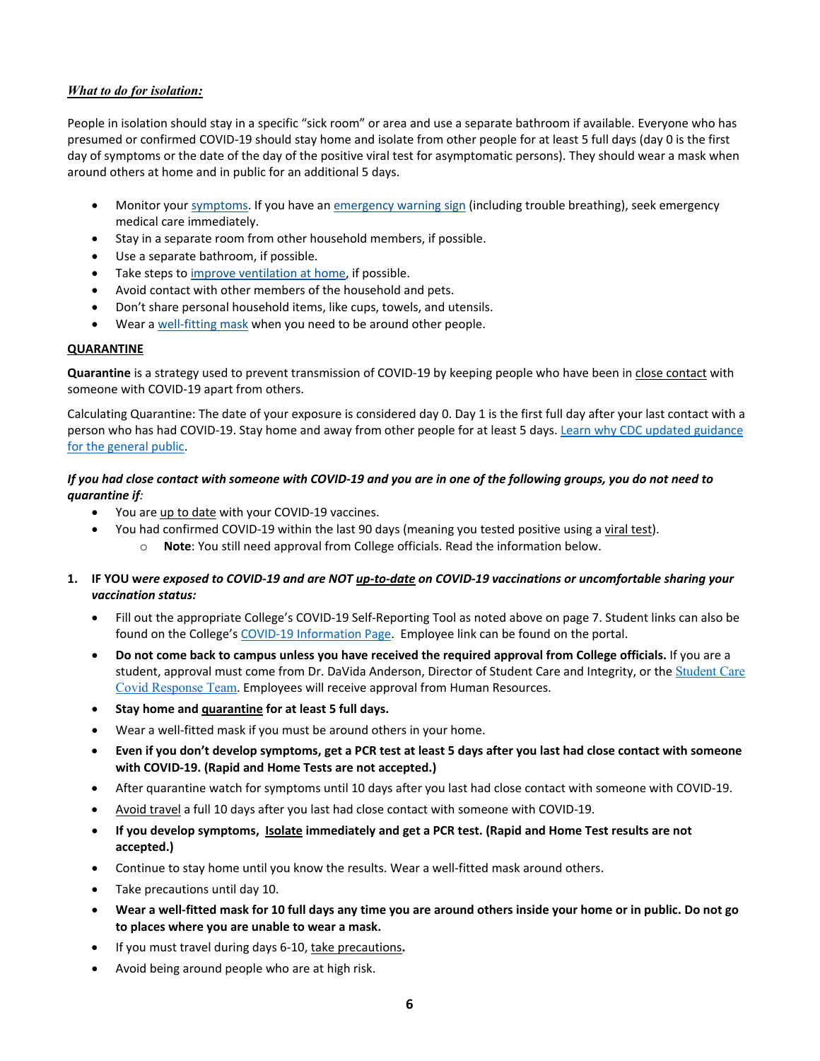***What to do for isolation:***

People in isolation should stay in a specific "sick room" or area and use a separate bathroom if available. Everyone who has presumed or confirmed COVID-19 should stay home and isolate from other people for at least 5 full days (day 0 is the first day of symptoms or the date of the day of the positive viral test for asymptomatic persons). They should wear a mask when around others at home and in public for an additional 5 days.

- Monitor your symptoms. If you have an emergency warning sign (including trouble breathing), seek emergency medical care immediately.
- Stay in a separate room from other household members, if possible.
- Use a separate bathroom, if possible.
- Take steps to improve ventilation at home, if possible.
- Avoid contact with other members of the household and pets.
- Don't share personal household items, like cups, towels, and utensils.
- Wear a well-fitting mask when you need to be around other people.

**QUARANTINE**

**Quarantine** is a strategy used to prevent transmission of COVID-19 by keeping people who have been in close contact with someone with COVID-19 apart from others.

Calculating Quarantine: The date of your exposure is considered day 0. Day 1 is the first full day after your last contact with a person who has had COVID-19. Stay home and away from other people for at least 5 days. Learn why CDC updated guidance for the general public.

***If you had close contact with someone with COVID-19 and you are in one of the following groups, you do not need to quarantine if:***

- You are up to date with your COVID-19 vaccines.
- You had confirmed COVID-19 within the last 90 days (meaning you tested positive using a viral test).
  - **Note**: You still need approval from College officials. Read the information below.

1. **IF YOU *were exposed to COVID-19 and are NOT up-to-date on COVID-19 vaccinations or uncomfortable sharing your vaccination status:***
   - Fill out the appropriate College's COVID-19 Self-Reporting Tool as noted above on page 7. Student links can also be found on the College's COVID-19 Information Page. Employee link can be found on the portal.
   - **Do not come back to campus unless you have received the required approval from College officials.** If you are a student, approval must come from Dr. DaVida Anderson, Director of Student Care and Integrity, or the Student Care Covid Response Team. Employees will receive approval from Human Resources.
   - **Stay home and quarantine for at least 5 full days.**
   - Wear a well-fitted mask if you must be around others in your home.
   - **Even if you don't develop symptoms, get a PCR test at least 5 days after you last had close contact with someone with COVID-19. (Rapid and Home Tests are not accepted.)**
   - After quarantine watch for symptoms until 10 days after you last had close contact with someone with COVID-19.
   - Avoid travel a full 10 days after you last had close contact with someone with COVID-19.
   - **If you develop symptoms, Isolate immediately and get a PCR test. (Rapid and Home Test results are not accepted.)**
   - Continue to stay home until you know the results. Wear a well-fitted mask around others.
   - Take precautions until day 10.
   - **Wear a well-fitted mask for 10 full days any time you are around others inside your home or in public. Do not go to places where you are unable to wear a mask.**
   - If you must travel during days 6-10, take precautions**.**
   - Avoid being around people who are at high risk.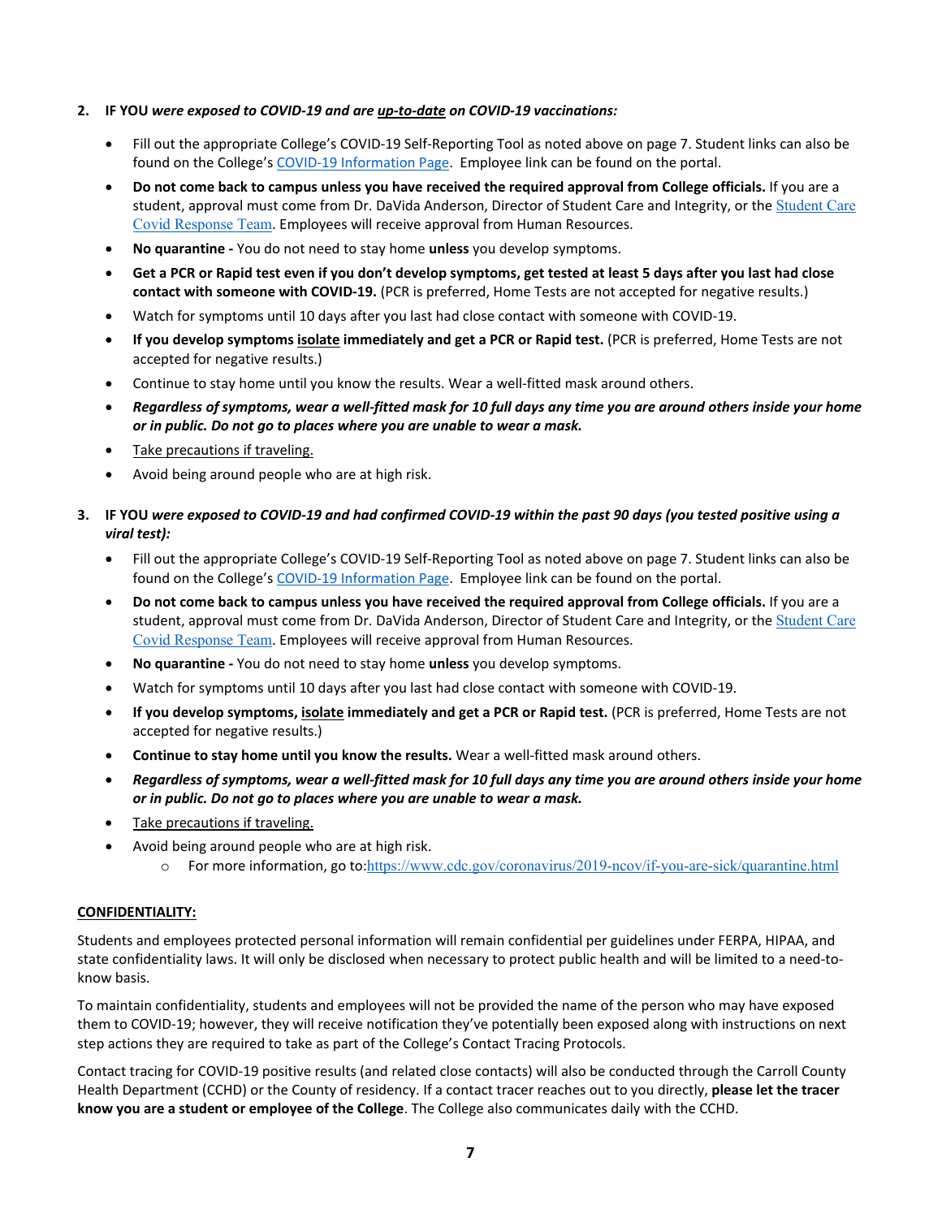2. **IF YOU** ***were exposed to COVID-19 and are up-to-date on COVID-19 vaccinations:***

   - Fill out the appropriate College's COVID-19 Self-Reporting Tool as noted above on page 7. Student links can also be found on the College's [COVID-19 Information Page](). Employee link can be found on the portal.
   - **Do not come back to campus unless you have received the required approval from College officials.** If you are a student, approval must come from Dr. DaVida Anderson, Director of Student Care and Integrity, or the [Student Care Covid Response Team](). Employees will receive approval from Human Resources.
   - **No quarantine -** You do not need to stay home **unless** you develop symptoms.
   - **Get a PCR or Rapid test even if you don't develop symptoms, get tested at least 5 days after you last had close contact with someone with COVID-19.** (PCR is preferred, Home Tests are not accepted for negative results.)
   - Watch for symptoms until 10 days after you last had close contact with someone with COVID-19.
   - **If you develop symptoms isolate immediately and get a PCR or Rapid test.** (PCR is preferred, Home Tests are not accepted for negative results.)
   - Continue to stay home until you know the results. Wear a well-fitted mask around others.
   - ***Regardless of symptoms, wear a well-fitted mask for 10 full days any time you are around others inside your home or in public. Do not go to places where you are unable to wear a mask.***
   - Take precautions if traveling.
   - Avoid being around people who are at high risk.

3. **IF YOU** ***were exposed to COVID-19 and had confirmed COVID-19 within the past 90 days (you tested positive using a viral test):***

   - Fill out the appropriate College's COVID-19 Self-Reporting Tool as noted above on page 7. Student links can also be found on the College's [COVID-19 Information Page](). Employee link can be found on the portal.
   - **Do not come back to campus unless you have received the required approval from College officials.** If you are a student, approval must come from Dr. DaVida Anderson, Director of Student Care and Integrity, or the [Student Care Covid Response Team](). Employees will receive approval from Human Resources.
   - **No quarantine -** You do not need to stay home **unless** you develop symptoms.
   - Watch for symptoms until 10 days after you last had close contact with someone with COVID-19.
   - **If you develop symptoms, isolate immediately and get a PCR or Rapid test.** (PCR is preferred, Home Tests are not accepted for negative results.)
   - **Continue to stay home until you know the results.** Wear a well-fitted mask around others.
   - ***Regardless of symptoms, wear a well-fitted mask for 10 full days any time you are around others inside your home or in public. Do not go to places where you are unable to wear a mask.***
   - Take precautions if traveling.
   - Avoid being around people who are at high risk.
     - For more information, go to:https://www.cdc.gov/coronavirus/2019-ncov/if-you-are-sick/quarantine.html

**CONFIDENTIALITY:**

Students and employees protected personal information will remain confidential per guidelines under FERPA, HIPAA, and state confidentiality laws. It will only be disclosed when necessary to protect public health and will be limited to a need-to-know basis.

To maintain confidentiality, students and employees will not be provided the name of the person who may have exposed them to COVID-19; however, they will receive notification they've potentially been exposed along with instructions on next step actions they are required to take as part of the College's Contact Tracing Protocols.

Contact tracing for COVID-19 positive results (and related close contacts) will also be conducted through the Carroll County Health Department (CCHD) or the County of residency. If a contact tracer reaches out to you directly, **please let the tracer know you are a student or employee of the College**. The College also communicates daily with the CCHD.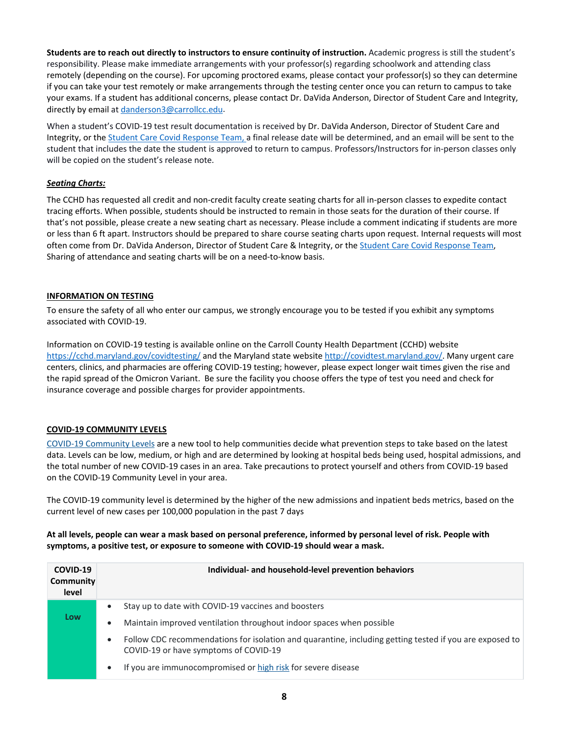**Students are to reach out directly to instructors to ensure continuity of instruction.** Academic progress is still the student's responsibility. Please make immediate arrangements with your professor(s) regarding schoolwork and attending class remotely (depending on the course). For upcoming proctored exams, please contact your professor(s) so they can determine if you can take your test remotely or make arrangements through the testing center once you can return to campus to take your exams. If a student has additional concerns, please contact Dr. DaVida Anderson, Director of Student Care and Integrity, directly by email at danderson3@carrollcc.edu.

When a student's COVID-19 test result documentation is received by Dr. DaVida Anderson, Director of Student Care and Integrity, or the Student Care Covid Response Team, a final release date will be determined, and an email will be sent to the student that includes the date the student is approved to return to campus. Professors/Instructors for in-person classes only will be copied on the student's release note.

***Seating Charts:***

The CCHD has requested all credit and non-credit faculty create seating charts for all in-person classes to expedite contact tracing efforts. When possible, students should be instructed to remain in those seats for the duration of their course. If that's not possible, please create a new seating chart as necessary. Please include a comment indicating if students are more or less than 6 ft apart. Instructors should be prepared to share course seating charts upon request. Internal requests will most often come from Dr. DaVida Anderson, Director of Student Care & Integrity, or the Student Care Covid Response Team, Sharing of attendance and seating charts will be on a need-to-know basis.

## INFORMATION ON TESTING

To ensure the safety of all who enter our campus, we strongly encourage you to be tested if you exhibit any symptoms associated with COVID-19.

Information on COVID-19 testing is available online on the Carroll County Health Department (CCHD) website https://cchd.maryland.gov/covidtesting/ and the Maryland state website http://covidtest.maryland.gov/. Many urgent care centers, clinics, and pharmacies are offering COVID-19 testing; however, please expect longer wait times given the rise and the rapid spread of the Omicron Variant. Be sure the facility you choose offers the type of test you need and check for insurance coverage and possible charges for provider appointments.

## COVID-19 COMMUNITY LEVELS

COVID-19 Community Levels are a new tool to help communities decide what prevention steps to take based on the latest data. Levels can be low, medium, or high and are determined by looking at hospital beds being used, hospital admissions, and the total number of new COVID-19 cases in an area. Take precautions to protect yourself and others from COVID-19 based on the COVID-19 Community Level in your area.

The COVID-19 community level is determined by the higher of the new admissions and inpatient beds metrics, based on the current level of new cases per 100,000 population in the past 7 days

**At all levels, people can wear a mask based on personal preference, informed by personal level of risk. People with symptoms, a positive test, or exposure to someone with COVID-19 should wear a mask.**

| COVID-19 Community level | Individual- and household-level prevention behaviors |
|---|---|
| Low | • Stay up to date with COVID-19 vaccines and boosters<br>• Maintain improved ventilation throughout indoor spaces when possible<br>• Follow CDC recommendations for isolation and quarantine, including getting tested if you are exposed to COVID-19 or have symptoms of COVID-19<br>• If you are immunocompromised or high risk for severe disease |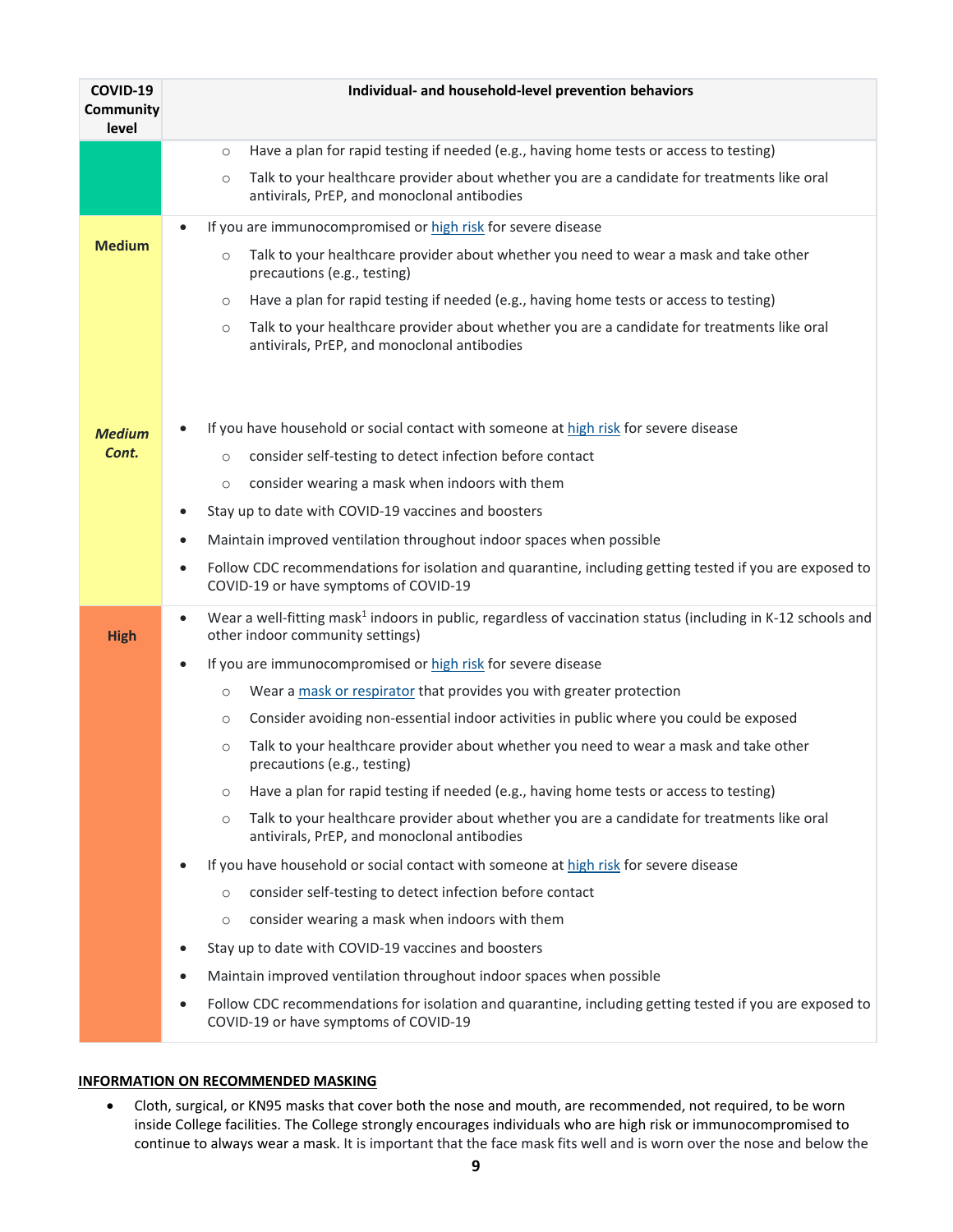| COVID-19 Community level | Individual- and household-level prevention behaviors |
|---|---|
| | ○ Have a plan for rapid testing if needed (e.g., having home tests or access to testing)<br>○ Talk to your healthcare provider about whether you are a candidate for treatments like oral antivirals, PrEP, and monoclonal antibodies |
| **Medium** | • If you are immunocompromised or high risk for severe disease<br>○ Talk to your healthcare provider about whether you need to wear a mask and take other precautions (e.g., testing)<br>○ Have a plan for rapid testing if needed (e.g., having home tests or access to testing)<br>○ Talk to your healthcare provider about whether you are a candidate for treatments like oral antivirals, PrEP, and monoclonal antibodies |
| ***Medium Cont.*** | • If you have household or social contact with someone at high risk for severe disease<br>○ consider self-testing to detect infection before contact<br>○ consider wearing a mask when indoors with them<br>• Stay up to date with COVID-19 vaccines and boosters<br>• Maintain improved ventilation throughout indoor spaces when possible<br>• Follow CDC recommendations for isolation and quarantine, including getting tested if you are exposed to COVID-19 or have symptoms of COVID-19 |
| **High** | • Wear a well-fitting mask[1] indoors in public, regardless of vaccination status (including in K-12 schools and other indoor community settings)<br>• If you are immunocompromised or high risk for severe disease<br>○ Wear a mask or respirator that provides you with greater protection<br>○ Consider avoiding non-essential indoor activities in public where you could be exposed<br>○ Talk to your healthcare provider about whether you need to wear a mask and take other precautions (e.g., testing)<br>○ Have a plan for rapid testing if needed (e.g., having home tests or access to testing)<br>○ Talk to your healthcare provider about whether you are a candidate for treatments like oral antivirals, PrEP, and monoclonal antibodies<br>• If you have household or social contact with someone at high risk for severe disease<br>○ consider self-testing to detect infection before contact<br>○ consider wearing a mask when indoors with them<br>• Stay up to date with COVID-19 vaccines and boosters<br>• Maintain improved ventilation throughout indoor spaces when possible<br>• Follow CDC recommendations for isolation and quarantine, including getting tested if you are exposed to COVID-19 or have symptoms of COVID-19 |

**INFORMATION ON RECOMMENDED MASKING**

- Cloth, surgical, or KN95 masks that cover both the nose and mouth, are recommended, not required, to be worn inside College facilities. The College strongly encourages individuals who are high risk or immunocompromised to continue to always wear a mask. It is important that the face mask fits well and is worn over the nose and below the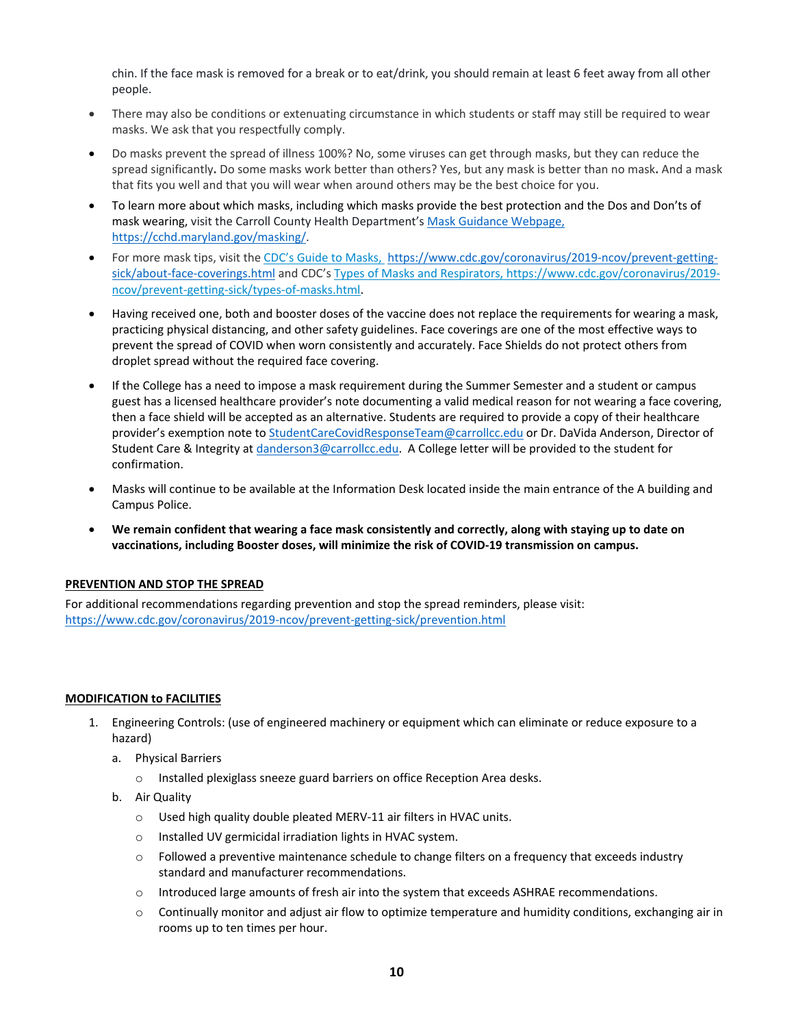chin. If the face mask is removed for a break or to eat/drink, you should remain at least 6 feet away from all other people.

- There may also be conditions or extenuating circumstance in which students or staff may still be required to wear masks. We ask that you respectfully comply.
- Do masks prevent the spread of illness 100%? No, some viruses can get through masks, but they can reduce the spread significantly. Do some masks work better than others? Yes, but any mask is better than no mask. And a mask that fits you well and that you will wear when around others may be the best choice for you.
- To learn more about which masks, including which masks provide the best protection and the Dos and Don'ts of mask wearing, visit the Carroll County Health Department's [Mask Guidance Webpage, https://cchd.maryland.gov/masking/](https://cchd.maryland.gov/masking/).
- For more mask tips, visit the [CDC's Guide to Masks, https://www.cdc.gov/coronavirus/2019-ncov/prevent-getting-sick/about-face-coverings.html](https://www.cdc.gov/coronavirus/2019-ncov/prevent-getting-sick/about-face-coverings.html) and CDC's [Types of Masks and Respirators, https://www.cdc.gov/coronavirus/2019-ncov/prevent-getting-sick/types-of-masks.html](https://www.cdc.gov/coronavirus/2019-ncov/prevent-getting-sick/types-of-masks.html).
- Having received one, both and booster doses of the vaccine does not replace the requirements for wearing a mask, practicing physical distancing, and other safety guidelines. Face coverings are one of the most effective ways to prevent the spread of COVID when worn consistently and accurately. Face Shields do not protect others from droplet spread without the required face covering.
- If the College has a need to impose a mask requirement during the Summer Semester and a student or campus guest has a licensed healthcare provider's note documenting a valid medical reason for not wearing a face covering, then a face shield will be accepted as an alternative. Students are required to provide a copy of their healthcare provider's exemption note to StudentCareCovidResponseTeam@carrollcc.edu or Dr. DaVida Anderson, Director of Student Care & Integrity at danderson3@carrollcc.edu. A College letter will be provided to the student for confirmation.
- Masks will continue to be available at the Information Desk located inside the main entrance of the A building and Campus Police.
- **We remain confident that wearing a face mask consistently and correctly, along with staying up to date on vaccinations, including Booster doses, will minimize the risk of COVID-19 transmission on campus.**

## PREVENTION AND STOP THE SPREAD

For additional recommendations regarding prevention and stop the spread reminders, please visit: https://www.cdc.gov/coronavirus/2019-ncov/prevent-getting-sick/prevention.html

## MODIFICATION to FACILITIES

1. Engineering Controls: (use of engineered machinery or equipment which can eliminate or reduce exposure to a hazard)
   a. Physical Barriers
      - Installed plexiglass sneeze guard barriers on office Reception Area desks.

   b. Air Quality
      - Used high quality double pleated MERV-11 air filters in HVAC units.
      - Installed UV germicidal irradiation lights in HVAC system.
      - Followed a preventive maintenance schedule to change filters on a frequency that exceeds industry standard and manufacturer recommendations.
      - Introduced large amounts of fresh air into the system that exceeds ASHRAE recommendations.
      - Continually monitor and adjust air flow to optimize temperature and humidity conditions, exchanging air in rooms up to ten times per hour.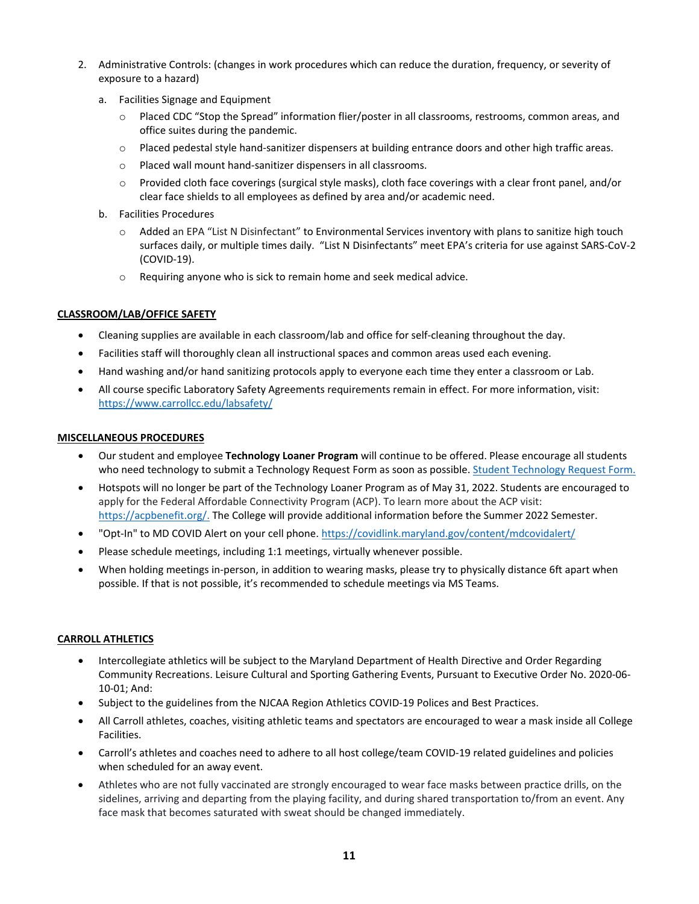2. Administrative Controls: (changes in work procedures which can reduce the duration, frequency, or severity of exposure to a hazard)
    a. Facilities Signage and Equipment
        - Placed CDC "Stop the Spread" information flier/poster in all classrooms, restrooms, common areas, and office suites during the pandemic.
        - Placed pedestal style hand-sanitizer dispensers at building entrance doors and other high traffic areas.
        - Placed wall mount hand-sanitizer dispensers in all classrooms.
        - Provided cloth face coverings (surgical style masks), cloth face coverings with a clear front panel, and/or clear face shields to all employees as defined by area and/or academic need.
    b. Facilities Procedures
        - Added an EPA "List N Disinfectant" to Environmental Services inventory with plans to sanitize high touch surfaces daily, or multiple times daily. "List N Disinfectants" meet EPA's criteria for use against SARS-CoV-2 (COVID-19).
        - Requiring anyone who is sick to remain home and seek medical advice.

## CLASSROOM/LAB/OFFICE SAFETY

- Cleaning supplies are available in each classroom/lab and office for self-cleaning throughout the day.
- Facilities staff will thoroughly clean all instructional spaces and common areas used each evening.
- Hand washing and/or hand sanitizing protocols apply to everyone each time they enter a classroom or Lab.
- All course specific Laboratory Safety Agreements requirements remain in effect. For more information, visit: https://www.carrollcc.edu/labsafety/

## MISCELLANEOUS PROCEDURES

- Our student and employee **Technology Loaner Program** will continue to be offered. Please encourage all students who need technology to submit a Technology Request Form as soon as possible. Student Technology Request Form.
- Hotspots will no longer be part of the Technology Loaner Program as of May 31, 2022. Students are encouraged to apply for the Federal Affordable Connectivity Program (ACP). To learn more about the ACP visit: https://acpbenefit.org/. The College will provide additional information before the Summer 2022 Semester.
- "Opt-In" to MD COVID Alert on your cell phone. https://covidlink.maryland.gov/content/mdcovidalert/
- Please schedule meetings, including 1:1 meetings, virtually whenever possible.
- When holding meetings in-person, in addition to wearing masks, please try to physically distance 6ft apart when possible. If that is not possible, it's recommended to schedule meetings via MS Teams.

## CARROLL ATHLETICS

- Intercollegiate athletics will be subject to the Maryland Department of Health Directive and Order Regarding Community Recreations. Leisure Cultural and Sporting Gathering Events, Pursuant to Executive Order No. 2020-06-10-01; And:
- Subject to the guidelines from the NJCAA Region Athletics COVID-19 Polices and Best Practices.
- All Carroll athletes, coaches, visiting athletic teams and spectators are encouraged to wear a mask inside all College Facilities.
- Carroll's athletes and coaches need to adhere to all host college/team COVID-19 related guidelines and policies when scheduled for an away event.
- Athletes who are not fully vaccinated are strongly encouraged to wear face masks between practice drills, on the sidelines, arriving and departing from the playing facility, and during shared transportation to/from an event. Any face mask that becomes saturated with sweat should be changed immediately.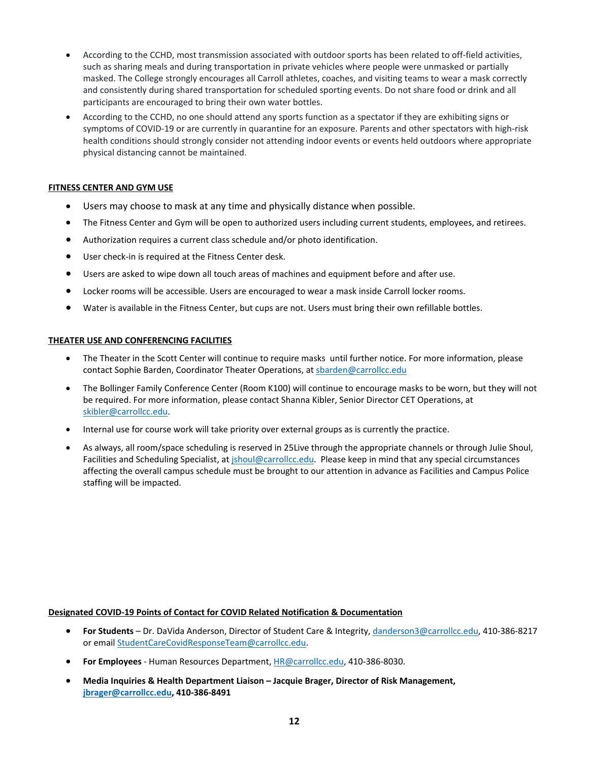- According to the CCHD, most transmission associated with outdoor sports has been related to off-field activities, such as sharing meals and during transportation in private vehicles where people were unmasked or partially masked. The College strongly encourages all Carroll athletes, coaches, and visiting teams to wear a mask correctly and consistently during shared transportation for scheduled sporting events. Do not share food or drink and all participants are encouraged to bring their own water bottles.
- According to the CCHD, no one should attend any sports function as a spectator if they are exhibiting signs or symptoms of COVID-19 or are currently in quarantine for an exposure. Parents and other spectators with high-risk health conditions should strongly consider not attending indoor events or events held outdoors where appropriate physical distancing cannot be maintained.

**FITNESS CENTER AND GYM USE**

- Users may choose to mask at any time and physically distance when possible.
- The Fitness Center and Gym will be open to authorized users including current students, employees, and retirees.
- Authorization requires a current class schedule and/or photo identification.
- User check-in is required at the Fitness Center desk.
- Users are asked to wipe down all touch areas of machines and equipment before and after use.
- Locker rooms will be accessible. Users are encouraged to wear a mask inside Carroll locker rooms.
- Water is available in the Fitness Center, but cups are not. Users must bring their own refillable bottles.

**THEATER USE AND CONFERENCING FACILITIES**

- The Theater in the Scott Center will continue to require masks until further notice. For more information, please contact Sophie Barden, Coordinator Theater Operations, at sbarden@carrollcc.edu
- The Bollinger Family Conference Center (Room K100) will continue to encourage masks to be worn, but they will not be required. For more information, please contact Shanna Kibler, Senior Director CET Operations, at skibler@carrollcc.edu.
- Internal use for course work will take priority over external groups as is currently the practice.
- As always, all room/space scheduling is reserved in 25Live through the appropriate channels or through Julie Shoul, Facilities and Scheduling Specialist, at jshoul@carrollcc.edu. Please keep in mind that any special circumstances affecting the overall campus schedule must be brought to our attention in advance as Facilities and Campus Police staffing will be impacted.

**Designated COVID-19 Points of Contact for COVID Related Notification & Documentation**

- **For Students** – Dr. DaVida Anderson, Director of Student Care & Integrity, danderson3@carrollcc.edu, 410-386-8217 or email StudentCareCovidResponseTeam@carrollcc.edu.
- **For Employees** - Human Resources Department, HR@carrollcc.edu, 410-386-8030.
- **Media Inquiries & Health Department Liaison – Jacquie Brager, Director of Risk Management, jbrager@carrollcc.edu, 410-386-8491**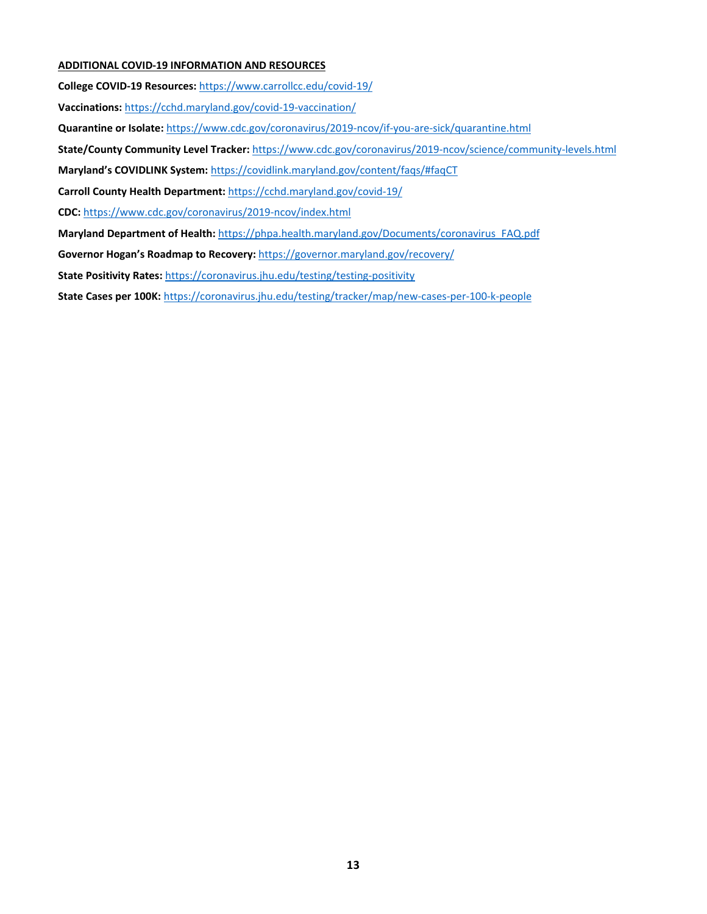**ADDITIONAL COVID-19 INFORMATION AND RESOURCES**

**College COVID-19 Resources:** https://www.carrollcc.edu/covid-19/

**Vaccinations:** https://cchd.maryland.gov/covid-19-vaccination/

**Quarantine or Isolate:** https://www.cdc.gov/coronavirus/2019-ncov/if-you-are-sick/quarantine.html

**State/County Community Level Tracker:** https://www.cdc.gov/coronavirus/2019-ncov/science/community-levels.html

**Maryland's COVIDLINK System:** https://covidlink.maryland.gov/content/faqs/#faqCT

**Carroll County Health Department:** https://cchd.maryland.gov/covid-19/

**CDC:** https://www.cdc.gov/coronavirus/2019-ncov/index.html

**Maryland Department of Health:** https://phpa.health.maryland.gov/Documents/coronavirus_FAQ.pdf

**Governor Hogan's Roadmap to Recovery:** https://governor.maryland.gov/recovery/

**State Positivity Rates:** https://coronavirus.jhu.edu/testing/testing-positivity

**State Cases per 100K:** https://coronavirus.jhu.edu/testing/tracker/map/new-cases-per-100-k-people